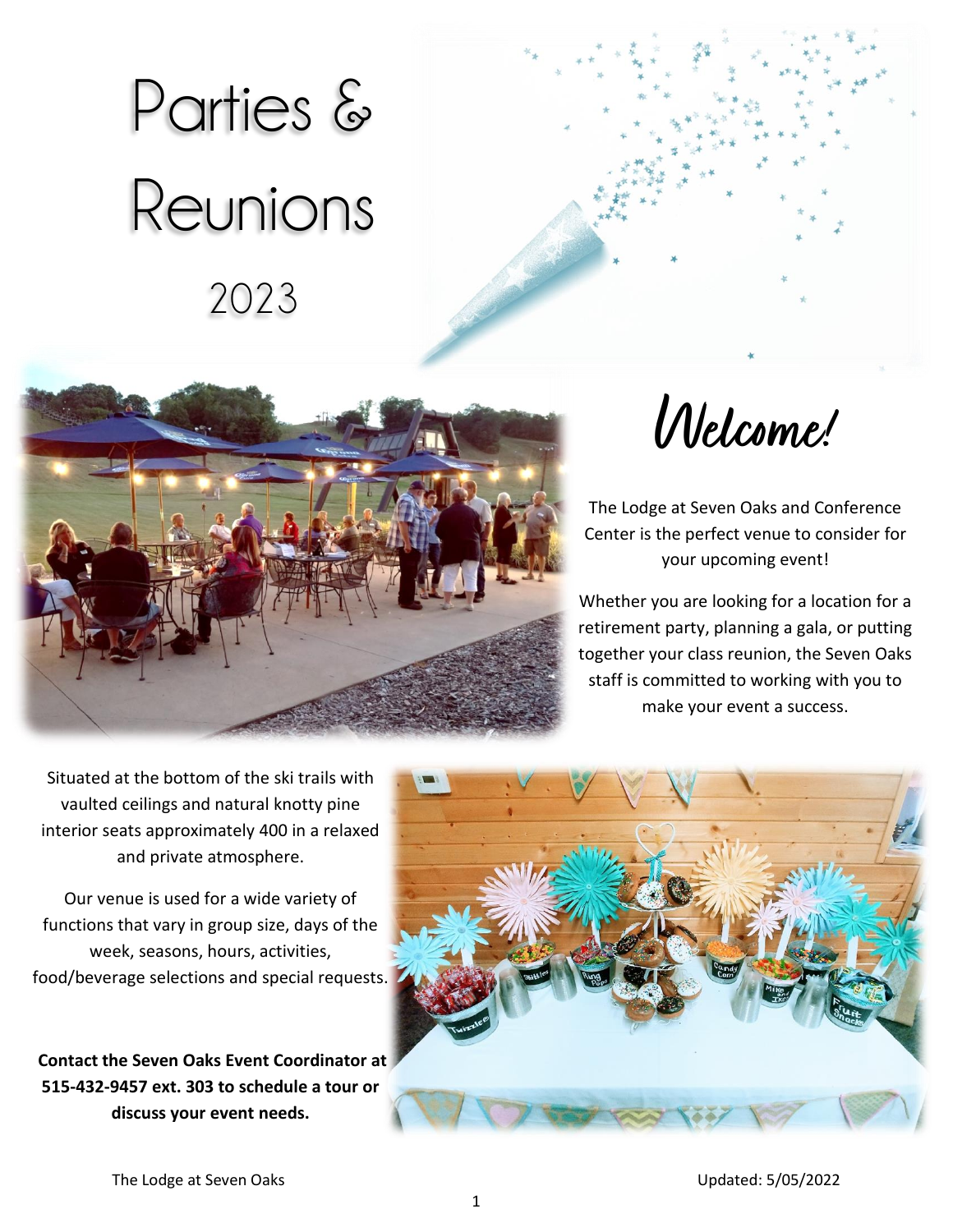# Parties & Reunions

2023

## Welcome!

The Lodge at Seven Oaks and Conference Center is the perfect venue to consider for your upcoming event!

Whether you are looking for a location for a retirement party, planning a gala, or putting together your class reunion, the Seven Oaks staff is committed to working with you to make your event a success.

Situated at the bottom of the ski trails with vaulted ceilings and natural knotty pine interior seats approximately 400 in a relaxed and private atmosphere.

Our venue is used for a wide variety of functions that vary in group size, days of the week, seasons, hours, activities, food/beverage selections and special requests.

**Contact the Seven Oaks Event Coordinator at 515-432-9457 ext. 303 to schedule a tour or discuss your event needs.**

The Lodge at Seven Oaks

Updated: 5/05/2022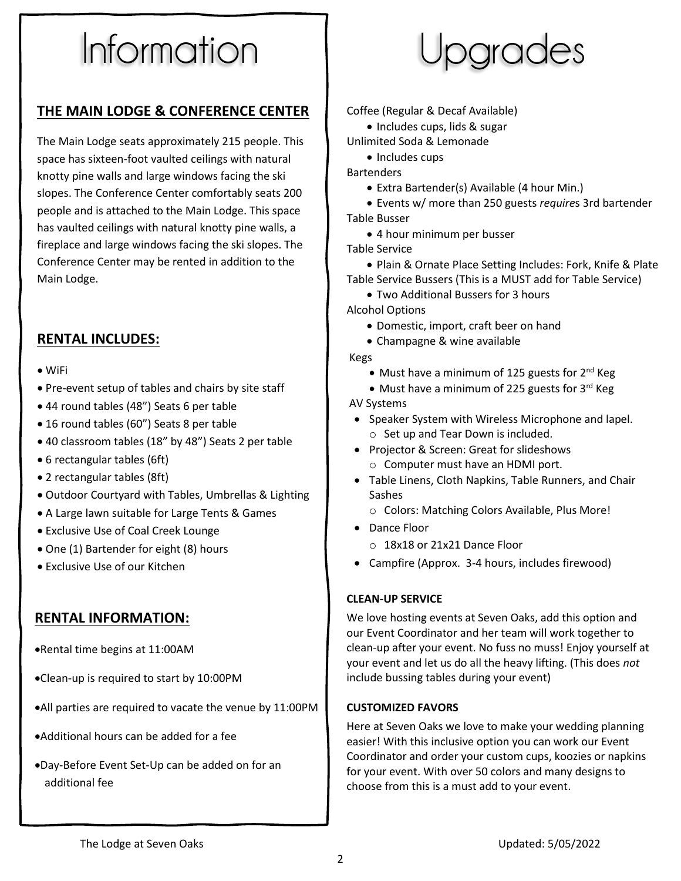# Information

## THE MAIN LODGE & CONFERENCE CENTER

The Main Lodge seats approximately 215 people. This space has sixteen-foot vaulted ceilings with natural knotty pine walls and large windows facing the ski slopes. The Conference Center comfortably seats 200 people and is attached to the Main Lodge. This space has vaulted ceilings with natural knotty pine walls, a fireplace and large windows facing the ski slopes. The Conference Center may be rented in addition to the Main Lodge.

## RENTAL INCLUDES:

- WiFi
- Pre-event setup of tables and chairs by site staff
- 44 round tables (48") Seats 6 per table
- 16 round tables (60") Seats 8 per table
- 40 classroom tables (18" by 48") Seats 2 per table
- 6 rectangular tables (6ft)
- 2 rectangular tables (8ft)
- Outdoor Courtyard with Tables, Umbrellas & Lighting
- A Large lawn suitable for Large Tents & Games
- Exclusive Use of Coal Creek Lounge
- One (1) Bartender for eight (8) hours
- Exclusive Use of our Kitchen

## RENTAL INFORMATION:

- Rental time begins at 11:00AM
- Clean-up is required to start by 10:00PM
- All parties are required to vacate the venue by 11:00PM
- Additional hours can be added for a fee
- Day-Before Event Set-Up can be added on for an additional fee

# Upgrades

Coffee (Regular & Decaf Available)
- Includes cups, lids & sugar

Unlimited Soda & Lemonade
- Includes cups

Bartenders
- Extra Bartender(s) Available (4 hour Min.)
- Events w/ more than 250 guests *require*s 3rd bartender

Table Busser
- 4 hour minimum per busser

Table Service
- Plain & Ornate Place Setting Includes: Fork, Knife & Plate

Table Service Bussers (This is a MUST add for Table Service)
- Two Additional Bussers for 3 hours

Alcohol Options
- Domestic, import, craft beer on hand
- Champagne & wine available

Kegs
- Must have a minimum of 125 guests for 2nd Keg
- Must have a minimum of 225 guests for 3rd Keg

AV Systems
- Speaker System with Wireless Microphone and lapel.
  - Set up and Tear Down is included.
- Projector & Screen: Great for slideshows
  - Computer must have an HDMI port.
- Table Linens, Cloth Napkins, Table Runners, and Chair Sashes
  - Colors: Matching Colors Available, Plus More!
- Dance Floor
  - 18x18 or 21x21 Dance Floor
- Campfire (Approx. 3-4 hours, includes firewood)

**CLEAN-UP SERVICE**

We love hosting events at Seven Oaks, add this option and our Event Coordinator and her team will work together to clean-up after your event. No fuss no muss! Enjoy yourself at your event and let us do all the heavy lifting. (This does *not* include bussing tables during your event)

**CUSTOMIZED FAVORS**

Here at Seven Oaks we love to make your wedding planning easier! With this inclusive option you can work our Event Coordinator and order your custom cups, koozies or napkins for your event. With over 50 colors and many designs to choose from this is a must add to your event.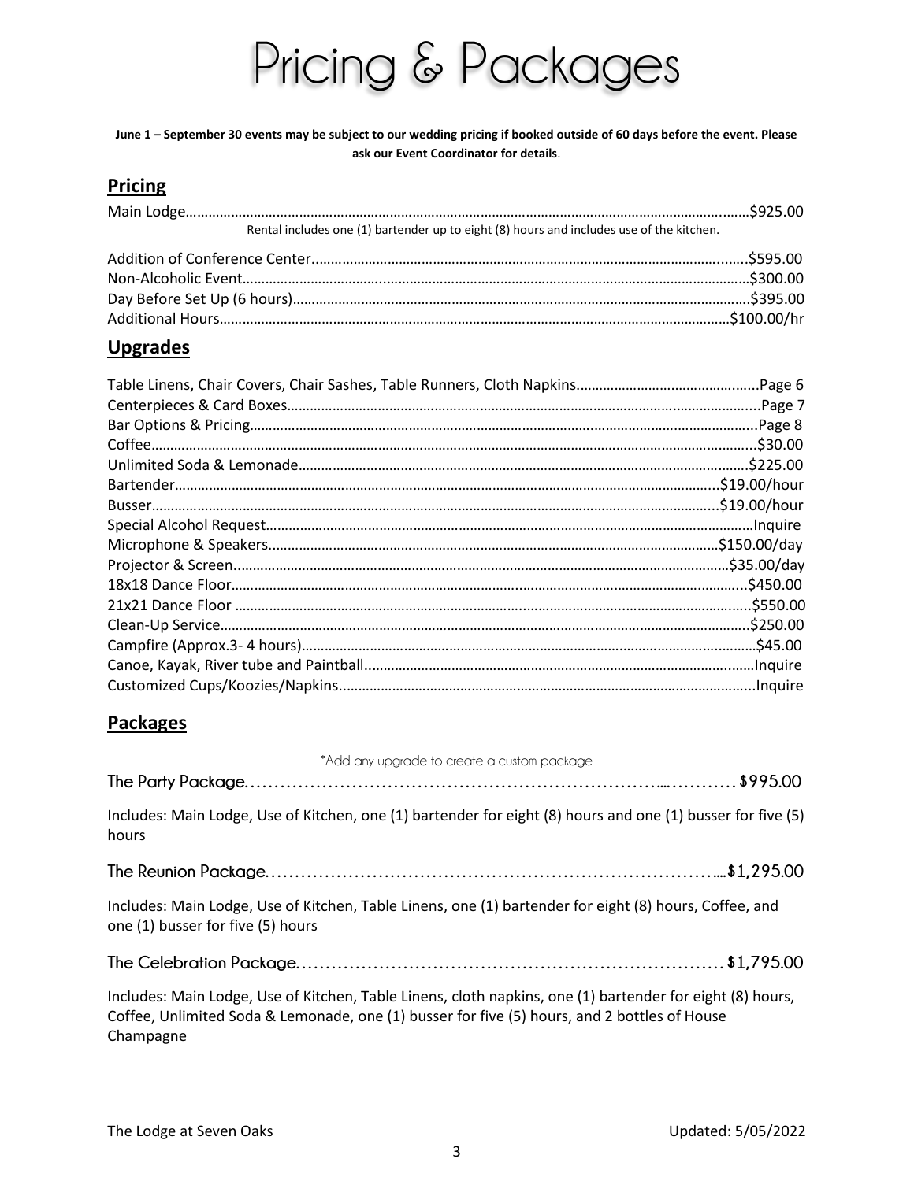# Pricing & Packages

**June 1 – September 30 events may be subject to our wedding pricing if booked outside of 60 days before the event. Please ask our Event Coordinator for details**.

## Pricing

| Item | Price |
|---|---|
| Main Lodge | $925.00 |
| Rental includes one (1) bartender up to eight (8) hours and includes use of the kitchen. | |
| Addition of Conference Center | $595.00 |
| Non-Alcoholic Event | $300.00 |
| Day Before Set Up (6 hours) | $395.00 |
| Additional Hours | $100.00/hr |

## Upgrades

| Item | Price |
|---|---|
| Table Linens, Chair Covers, Chair Sashes, Table Runners, Cloth Napkins | Page 6 |
| Centerpieces & Card Boxes | Page 7 |
| Bar Options & Pricing | Page 8 |
| Coffee | $30.00 |
| Unlimited Soda & Lemonade | $225.00 |
| Bartender | $19.00/hour |
| Busser | $19.00/hour |
| Special Alcohol Request | Inquire |
| Microphone & Speakers | $150.00/day |
| Projector & Screen | $35.00/day |
| 18x18 Dance Floor | $450.00 |
| 21x21 Dance Floor | $550.00 |
| Clean-Up Service | $250.00 |
| Campfire (Approx.3- 4 hours) | $45.00 |
| Canoe, Kayak, River tube and Paintball | Inquire |
| Customized Cups/Koozies/Napkins | Inquire |

## Packages

*Add any upgrade to create a custom package

**The Party Package** .................................................. **$995.00**

Includes: Main Lodge, Use of Kitchen, one (1) bartender for eight (8) hours and one (1) busser for five (5) hours

**The Reunion Package** .................................................. **$1,295.00**

Includes: Main Lodge, Use of Kitchen, Table Linens, one (1) bartender for eight (8) hours, Coffee, and one (1) busser for five (5) hours

**The Celebration Package** .................................................. **$1,795.00**

Includes: Main Lodge, Use of Kitchen, Table Linens, cloth napkins, one (1) bartender for eight (8) hours, Coffee, Unlimited Soda & Lemonade, one (1) busser for five (5) hours, and 2 bottles of House Champagne

The Lodge at Seven Oaks — Updated: 5/05/2022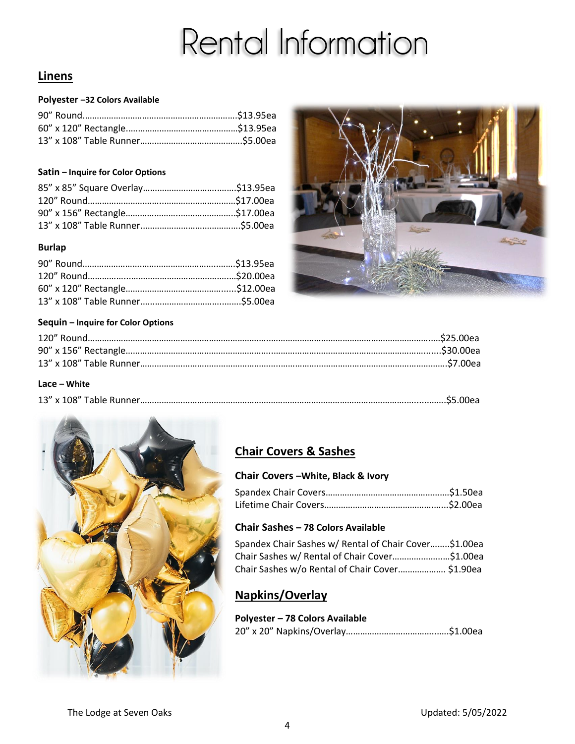# Rental Information

## Linens

**Polyester –32 Colors Available**

90" Round……………………………………………………….$13.95ea
60" x 120" Rectangle……………………………………….$13.95ea
13" x 108" Table Runner…………………………………..$5.00ea

**Satin – Inquire for Color Options**

85" x 85" Square Overlay……………………………….$13.95ea
120" Round…………………………………………………..$17.00ea
90" x 156" Rectangle………………………………………$17.00ea
13" x 108" Table Runner………………………………….$5.00ea

**Burlap**

90" Round……………………………………………………..$13.95ea
120" Round……………………………………………………$20.00ea
60" x 120" Rectangle……………………………………...$12.00ea
13" x 108" Table Runner…………………………………..$5.00ea

**Sequin – Inquire for Color Options**

120" Round……………………………………………………………………………………………………….$25.00ea
90" x 156" Rectangle…………………………………………………………………………………………..$30.00ea
13" x 108" Table Runner……………………………………………………………………………………..$7.00ea

**Lace – White**

13" x 108" Table Runner……………………………………………………………………………………..$5.00ea

## Chair Covers & Sashes

**Chair Covers –White, Black & Ivory**

Spandex Chair Covers…………………………………………..$1.50ea
Lifetime Chair Covers…………………………………………...$2.00ea

**Chair Sashes – 78 Colors Available**

Spandex Chair Sashes w/ Rental of Chair Cover……..$1.00ea
Chair Sashes w/ Rental of Chair Cover…………………..$1.00ea
Chair Sashes w/o Rental of Chair Cover………………. $1.90ea

## Napkins/Overlay

**Polyester – 78 Colors Available**

20" x 20" Napkins/Overlay…………………………………...$1.00ea

The Lodge at Seven Oaks Updated: 5/05/2022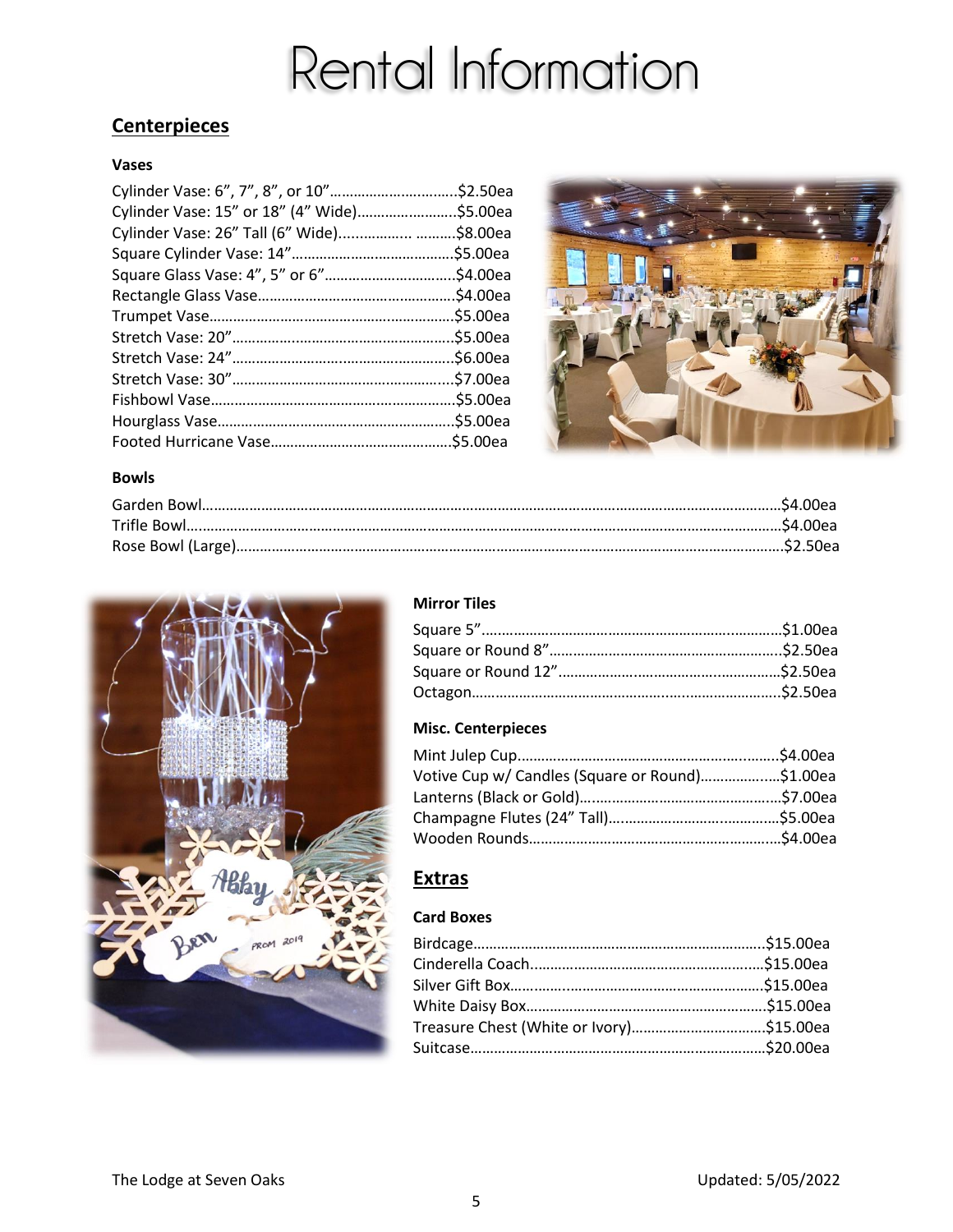# Rental Information

## Centerpieces

### Vases

| Item | Price |
|---|---|
| Cylinder Vase: 6", 7", 8", or 10" | $2.50ea |
| Cylinder Vase: 15" or 18" (4" Wide) | $5.00ea |
| Cylinder Vase: 26" Tall (6" Wide) | $8.00ea |
| Square Cylinder Vase: 14" | $5.00ea |
| Square Glass Vase: 4", 5" or 6" | $4.00ea |
| Rectangle Glass Vase | $4.00ea |
| Trumpet Vase | $5.00ea |
| Stretch Vase: 20" | $5.00ea |
| Stretch Vase: 24" | $6.00ea |
| Stretch Vase: 30" | $7.00ea |
| Fishbowl Vase | $5.00ea |
| Hourglass Vase | $5.00ea |
| Footed Hurricane Vase | $5.00ea |

### Bowls

| Item | Price |
|---|---|
| Garden Bowl | $4.00ea |
| Trifle Bowl | $4.00ea |
| Rose Bowl (Large) | $2.50ea |

### Mirror Tiles

| Item | Price |
|---|---|
| Square 5" | $1.00ea |
| Square or Round 8" | $2.50ea |
| Square or Round 12" | $2.50ea |
| Octagon | $2.50ea |

### Misc. Centerpieces

| Item | Price |
|---|---|
| Mint Julep Cup | $4.00ea |
| Votive Cup w/ Candles (Square or Round) | $1.00ea |
| Lanterns (Black or Gold) | $7.00ea |
| Champagne Flutes (24" Tall) | $5.00ea |
| Wooden Rounds | $4.00ea |

## Extras

### Card Boxes

| Item | Price |
|---|---|
| Birdcage | $15.00ea |
| Cinderella Coach | $15.00ea |
| Silver Gift Box | $15.00ea |
| White Daisy Box | $15.00ea |
| Treasure Chest (White or Ivory) | $15.00ea |
| Suitcase | $20.00ea |

The Lodge at Seven Oaks — Updated: 5/05/2022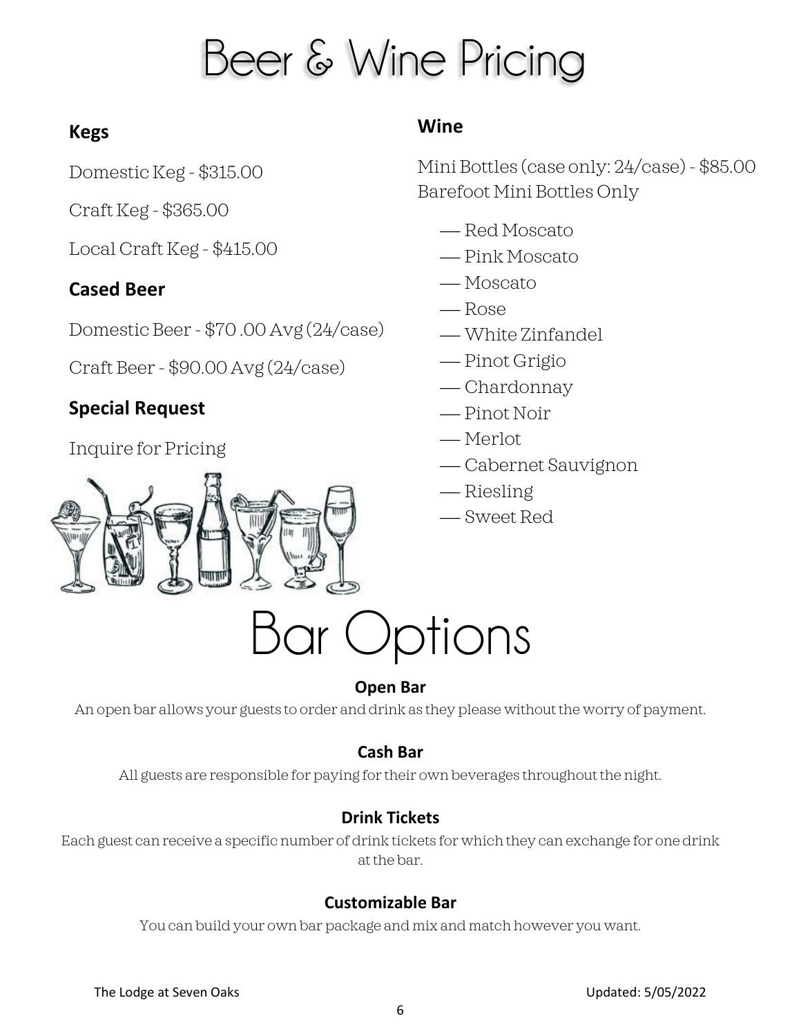# Beer & Wine Pricing

### Kegs

Domestic Keg - $315.00

Craft Keg - $365.00

Local Craft Keg - $415.00

### Cased Beer

Domestic Beer - $70 .00 Avg (24/case)

Craft Beer - $90.00 Avg (24/case)

### Special Request

Inquire for Pricing

### Wine

Mini Bottles (case only: 24/case) - $85.00
Barefoot Mini Bottles Only

- Red Moscato
- Pink Moscato
- Moscato
- Rose
- White Zinfandel
- Pinot Grigio
- Chardonnay
- Pinot Noir
- Merlot
- Cabernet Sauvignon
- Riesling
- Sweet Red

# Bar Options

### Open Bar

An open bar allows your guests to order and drink as they please without the worry of payment.

### Cash Bar

All guests are responsible for paying for their own beverages throughout the night.

### Drink Tickets

Each guest can receive a specific number of drink tickets for which they can exchange for one drink at the bar.

### Customizable Bar

You can build your own bar package and mix and match however you want.